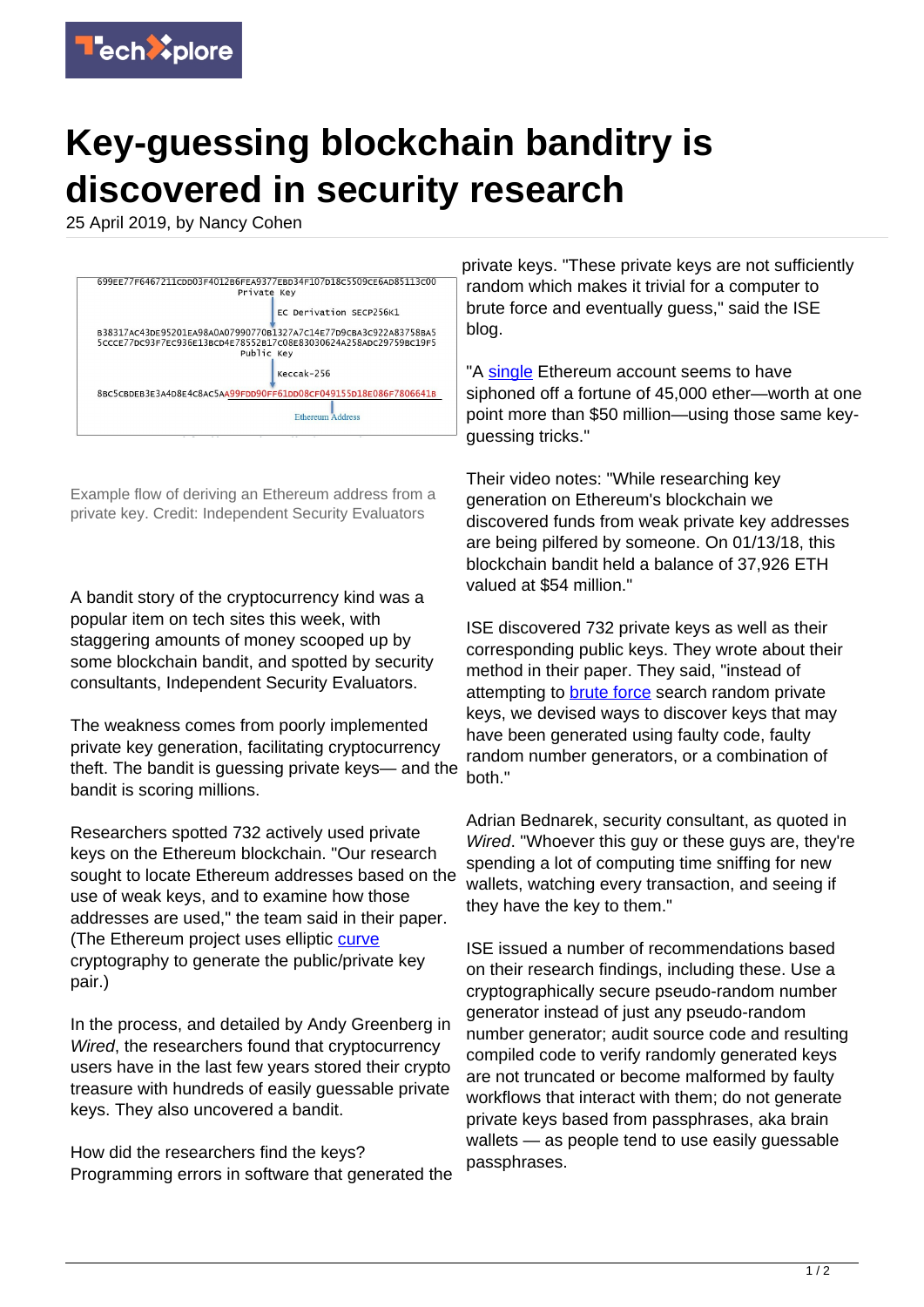# Key-guessing blockchain banditry is discovered in security research

25 April 2019, by Nancy Cohen

Example flow of deriving an Ethereum address from a private key. Credit: Independent Security Evaluators

A bandit story of the cryptocurrency kind was a popular item on tech sites this week, with staggering amounts of money scooped up by some blockchain bandit, and spotted by security consultants, Independent Security Evaluators.

The weakness comes from poorly implemented private key generation, facilitating cryptocurrency theft. The bandit is guessing private keys— and the bandit is scoring millions.

Researchers spotted 732 actively used private keys on the Ethereum blockchain. "Our research sought to locate Ethereum addresses based on the use of weak keys, and to examine how those addresses are used," the team said in their paper. (The Ethereum project uses elliptic curve cryptography to generate the public/private key pair.)

In the process, and detailed by Andy Greenberg in *Wired*, the researchers found that cryptocurrency users have in the last few years stored their crypto treasure with hundreds of easily guessable private keys. They also uncovered a bandit.

How did the researchers find the keys? Programming errors in software that generated the private keys. "These private keys are not sufficiently random which makes it trivial for a computer to brute force and eventually guess," said the ISE blog.

"A single Ethereum account seems to have siphoned off a fortune of 45,000 ether—worth at one point more than $50 million—using those same key-guessing tricks."

Their video notes: "While researching key generation on Ethereum's blockchain we discovered funds from weak private key addresses are being pilfered by someone. On 01/13/18, this blockchain bandit held a balance of 37,926 ETH valued at $54 million."

ISE discovered 732 private keys as well as their corresponding public keys. They wrote about their method in their paper. They said, "instead of attempting to brute force search random private keys, we devised ways to discover keys that may have been generated using faulty code, faulty random number generators, or a combination of both."

Adrian Bednarek, security consultant, as quoted in *Wired*. "Whoever this guy or these guys are, they're spending a lot of computing time sniffing for new wallets, watching every transaction, and seeing if they have the key to them."

ISE issued a number of recommendations based on their research findings, including these. Use a cryptographically secure pseudo-random number generator instead of just any pseudo-random number generator; audit source code and resulting compiled code to verify randomly generated keys are not truncated or become malformed by faulty workflows that interact with them; do not generate private keys based from passphrases, aka brain wallets — as people tend to use easily guessable passphrases.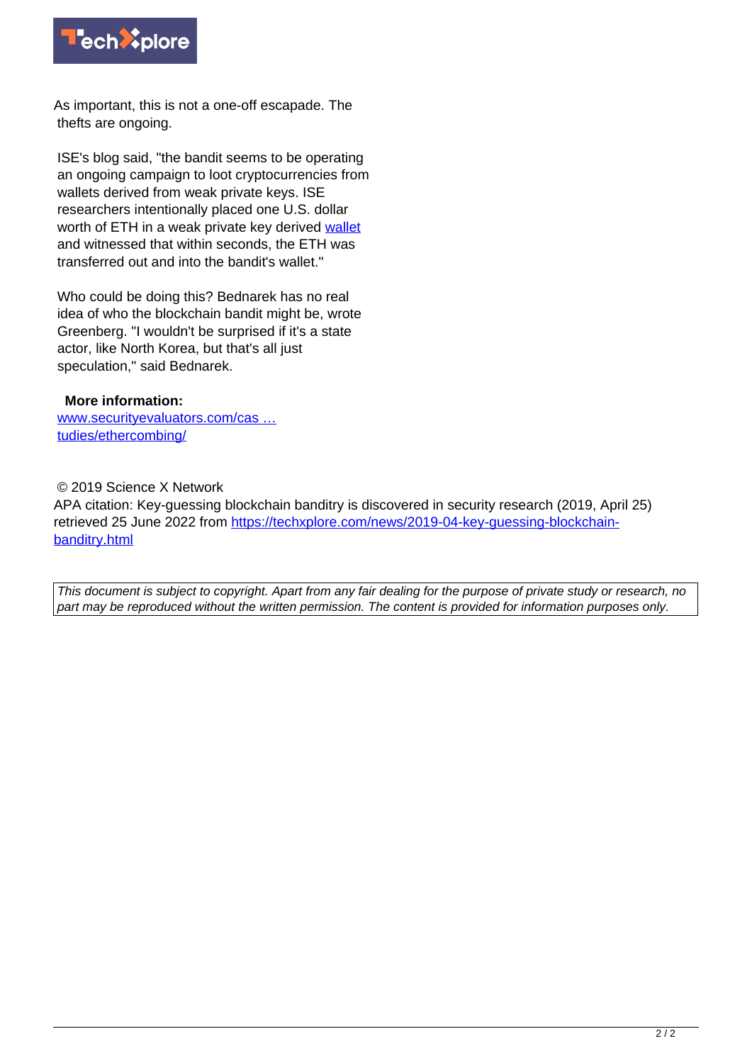As important, this is not a one-off escapade. The thefts are ongoing.

ISE's blog said, "the bandit seems to be operating an ongoing campaign to loot cryptocurrencies from wallets derived from weak private keys. ISE researchers intentionally placed one U.S. dollar worth of ETH in a weak private key derived wallet and witnessed that within seconds, the ETH was transferred out and into the bandit's wallet."

Who could be doing this? Bednarek has no real idea of who the blockchain bandit might be, wrote Greenberg. "I wouldn't be surprised if it's a state actor, like North Korea, but that's all just speculation," said Bednarek.

**More information:** www.securityevaluators.com/cas … tudies/ethercombing/

© 2019 Science X Network

APA citation: Key-guessing blockchain banditry is discovered in security research (2019, April 25) retrieved 25 June 2022 from https://techxplore.com/news/2019-04-key-guessing-blockchain-banditry.html

*This document is subject to copyright. Apart from any fair dealing for the purpose of private study or research, no part may be reproduced without the written permission. The content is provided for information purposes only.*